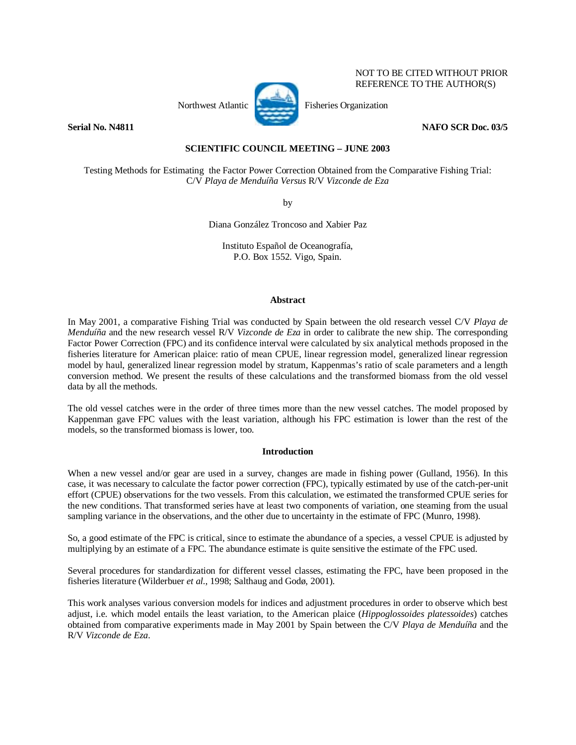NOT TO BE CITED WITHOUT PRIOR REFERENCE TO THE AUTHOR(S)

Northwest Atlantic Fisheries Organization

**Serial No. N4811** **NAFO SCR Doc. 03/5**

**SCIENTIFIC COUNCIL MEETING – JUNE 2003**

# Testing Methods for Estimating the Factor Power Correction Obtained from the Comparative Fishing Trial: C/V *Playa de Menduíña Versus* R/V *Vizconde de Eza*

by

Diana González Troncoso and Xabier Paz

Instituto Español de Oceanografía,
P.O. Box 1552. Vigo, Spain.

## Abstract

In May 2001, a comparative Fishing Trial was conducted by Spain between the old research vessel C/V *Playa de Menduíña* and the new research vessel R/V *Vizconde de Eza* in order to calibrate the new ship. The corresponding Factor Power Correction (FPC) and its confidence interval were calculated by six analytical methods proposed in the fisheries literature for American plaice: ratio of mean CPUE, linear regression model, generalized linear regression model by haul, generalized linear regression model by stratum, Kappenmas's ratio of scale parameters and a length conversion method. We present the results of these calculations and the transformed biomass from the old vessel data by all the methods.

The old vessel catches were in the order of three times more than the new vessel catches. The model proposed by Kappenman gave FPC values with the least variation, although his FPC estimation is lower than the rest of the models, so the transformed biomass is lower, too.

## Introduction

When a new vessel and/or gear are used in a survey, changes are made in fishing power (Gulland, 1956). In this case, it was necessary to calculate the factor power correction (FPC), typically estimated by use of the catch-per-unit effort (CPUE) observations for the two vessels. From this calculation, we estimated the transformed CPUE series for the new conditions. That transformed series have at least two components of variation, one steaming from the usual sampling variance in the observations, and the other due to uncertainty in the estimate of FPC (Munro, 1998).

So, a good estimate of the FPC is critical, since to estimate the abundance of a species, a vessel CPUE is adjusted by multiplying by an estimate of a FPC. The abundance estimate is quite sensitive the estimate of the FPC used.

Several procedures for standardization for different vessel classes, estimating the FPC, have been proposed in the fisheries literature (Wilderbuer *et al.*, 1998; Salthaug and Godø, 2001).

This work analyses various conversion models for indices and adjustment procedures in order to observe which best adjust, i.e. which model entails the least variation, to the American plaice (*Hippoglossoides platessoides*) catches obtained from comparative experiments made in May 2001 by Spain between the C/V *Playa de Menduíña* and the R/V *Vizconde de Eza*.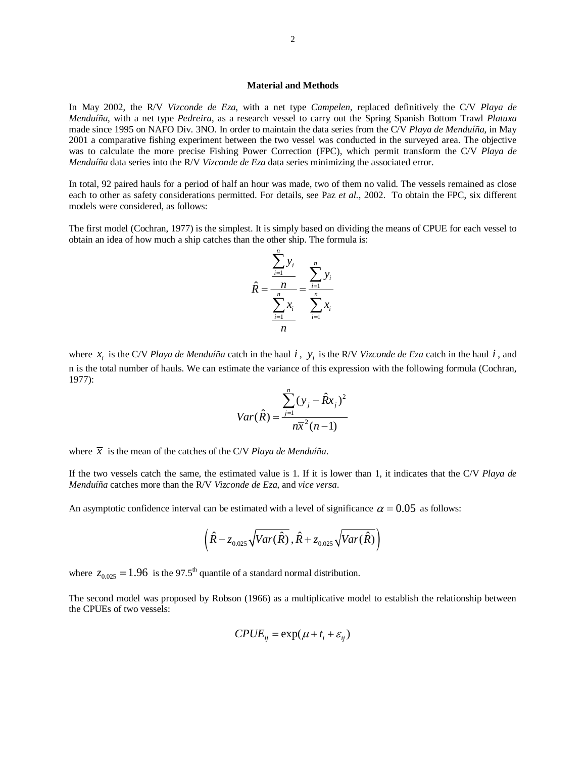**Material and Methods**

In May 2002, the R/V *Vizconde de Eza*, with a net type *Campelen*, replaced definitively the C/V *Playa de Menduíña*, with a net type *Pedreira*, as a research vessel to carry out the Spring Spanish Bottom Trawl *Platuxa* made since 1995 on NAFO Div. 3NO. In order to maintain the data series from the C/V *Playa de Menduíña*, in May 2001 a comparative fishing experiment between the two vessel was conducted in the surveyed area. The objective was to calculate the more precise Fishing Power Correction (FPC), which permit transform the C/V *Playa de Menduíña* data series into the R/V *Vizconde de Eza* data series minimizing the associated error.

In total, 92 paired hauls for a period of half an hour was made, two of them no valid. The vessels remained as close each to other as safety considerations permitted. For details, see Paz *et al.*, 2002. To obtain the FPC, six different models were considered, as follows:

The first model (Cochran, 1977) is the simplest. It is simply based on dividing the means of CPUE for each vessel to obtain an idea of how much a ship catches than the other ship. The formula is:

$$\hat{R} = \frac{\dfrac{\sum_{i=1}^{n} y_i}{n}}{\dfrac{\sum_{i=1}^{n} x_i}{n}} = \frac{\sum_{i=1}^{n} y_i}{\sum_{i=1}^{n} x_i}$$

where $x_i$ is the C/V *Playa de Menduíña* catch in the haul $i$, $y_i$ is the R/V *Vizconde de Eza* catch in the haul $i$, and n is the total number of hauls. We can estimate the variance of this expression with the following formula (Cochran, 1977):

$$Var(\hat{R}) = \frac{\sum_{j=1}^{n} (y_j - \hat{R}x_j)^2}{n\overline{x}^2(n-1)}$$

where $\overline{x}$ is the mean of the catches of the C/V *Playa de Menduíña*.

If the two vessels catch the same, the estimated value is 1. If it is lower than 1, it indicates that the C/V *Playa de Menduíña* catches more than the R/V *Vizconde de Eza*, and *vice versa*.

An asymptotic confidence interval can be estimated with a level of significance $\alpha = 0.05$ as follows:

$$\left(\hat{R} - z_{0.025}\sqrt{Var(\hat{R})}, \hat{R} + z_{0.025}\sqrt{Var(\hat{R})}\right)$$

where $z_{0.025} = 1.96$ is the 97.5$^{\text{th}}$ quantile of a standard normal distribution.

The second model was proposed by Robson (1966) as a multiplicative model to establish the relationship between the CPUEs of two vessels:

$$CPUE_{ij} = \exp(\mu + t_i + \varepsilon_{ij})$$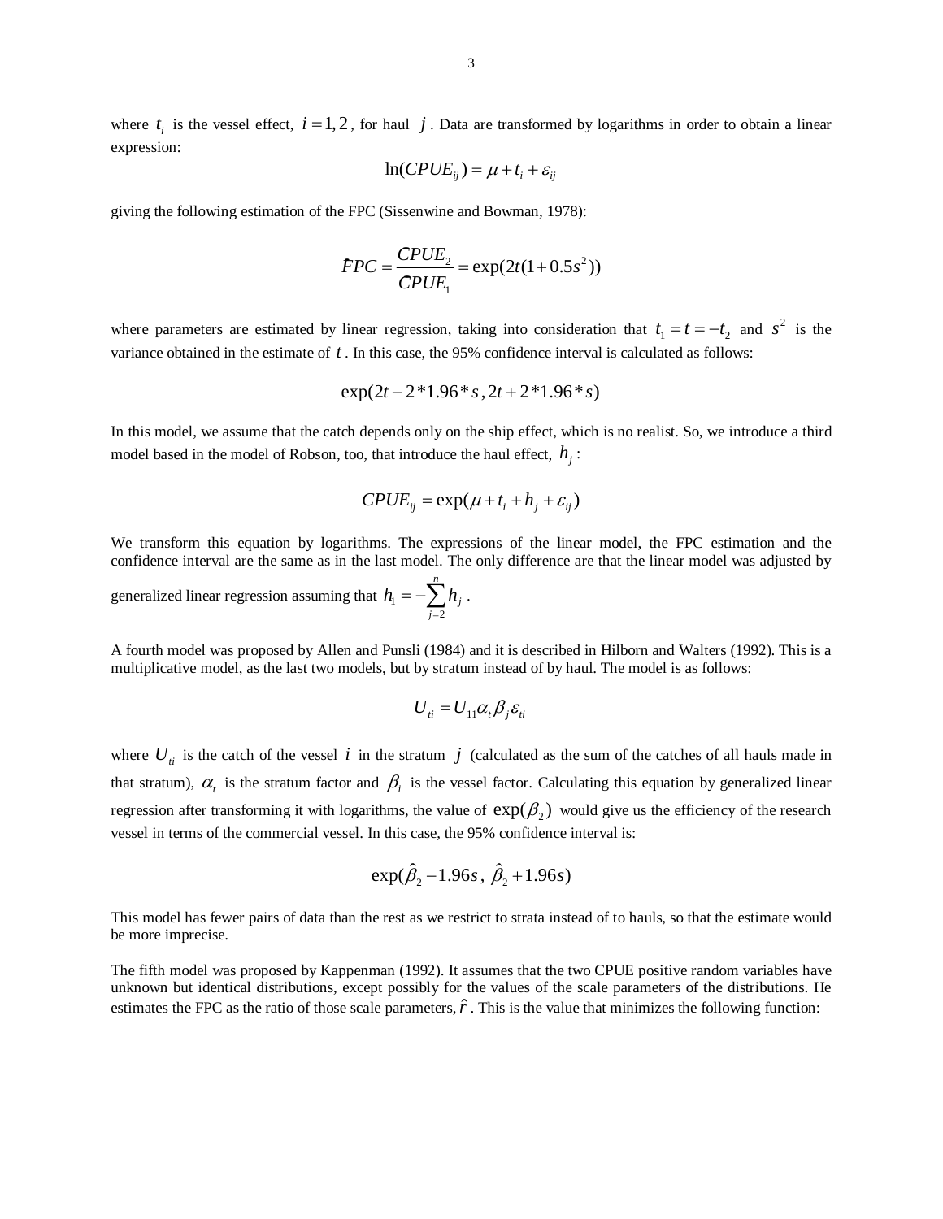where $t_i$ is the vessel effect, $i = 1, 2$, for haul $j$. Data are transformed by logarithms in order to obtain a linear expression:

$$\ln(CPUE_{ij}) = \mu + t_i + \varepsilon_{ij}$$

giving the following estimation of the FPC (Sissenwine and Bowman, 1978):

$$\hat{F}PC = \frac{\bar{C}PUE_2}{\bar{C}PUE_1} = \exp(2t(1+0.5s^2))$$

where parameters are estimated by linear regression, taking into consideration that $t_1 = t = -t_2$ and $s^2$ is the variance obtained in the estimate of $t$. In this case, the 95% confidence interval is calculated as follows:

$$\exp(2t - 2*1.96*s, 2t + 2*1.96*s)$$

In this model, we assume that the catch depends only on the ship effect, which is no realist. So, we introduce a third model based in the model of Robson, too, that introduce the haul effect, $h_j$:

$$CPUE_{ij} = \exp(\mu + t_i + h_j + \varepsilon_{ij})$$

We transform this equation by logarithms. The expressions of the linear model, the FPC estimation and the confidence interval are the same as in the last model. The only difference are that the linear model was adjusted by generalized linear regression assuming that $h_1 = -\sum_{j=2}^{n} h_j$.

A fourth model was proposed by Allen and Punsli (1984) and it is described in Hilborn and Walters (1992). This is a multiplicative model, as the last two models, but by stratum instead of by haul. The model is as follows:

$$U_{ti} = U_{11}\alpha_t \beta_j \varepsilon_{ti}$$

where $U_{ti}$ is the catch of the vessel $i$ in the stratum $j$ (calculated as the sum of the catches of all hauls made in that stratum), $\alpha_t$ is the stratum factor and $\beta_i$ is the vessel factor. Calculating this equation by generalized linear regression after transforming it with logarithms, the value of $\exp(\beta_2)$ would give us the efficiency of the research vessel in terms of the commercial vessel. In this case, the 95% confidence interval is:

$$\exp(\hat{\beta}_2 - 1.96s,\ \hat{\beta}_2 + 1.96s)$$

This model has fewer pairs of data than the rest as we restrict to strata instead of to hauls, so that the estimate would be more imprecise.

The fifth model was proposed by Kappenman (1992). It assumes that the two CPUE positive random variables have unknown but identical distributions, except possibly for the values of the scale parameters of the distributions. He estimates the FPC as the ratio of those scale parameters, $\hat{r}$. This is the value that minimizes the following function: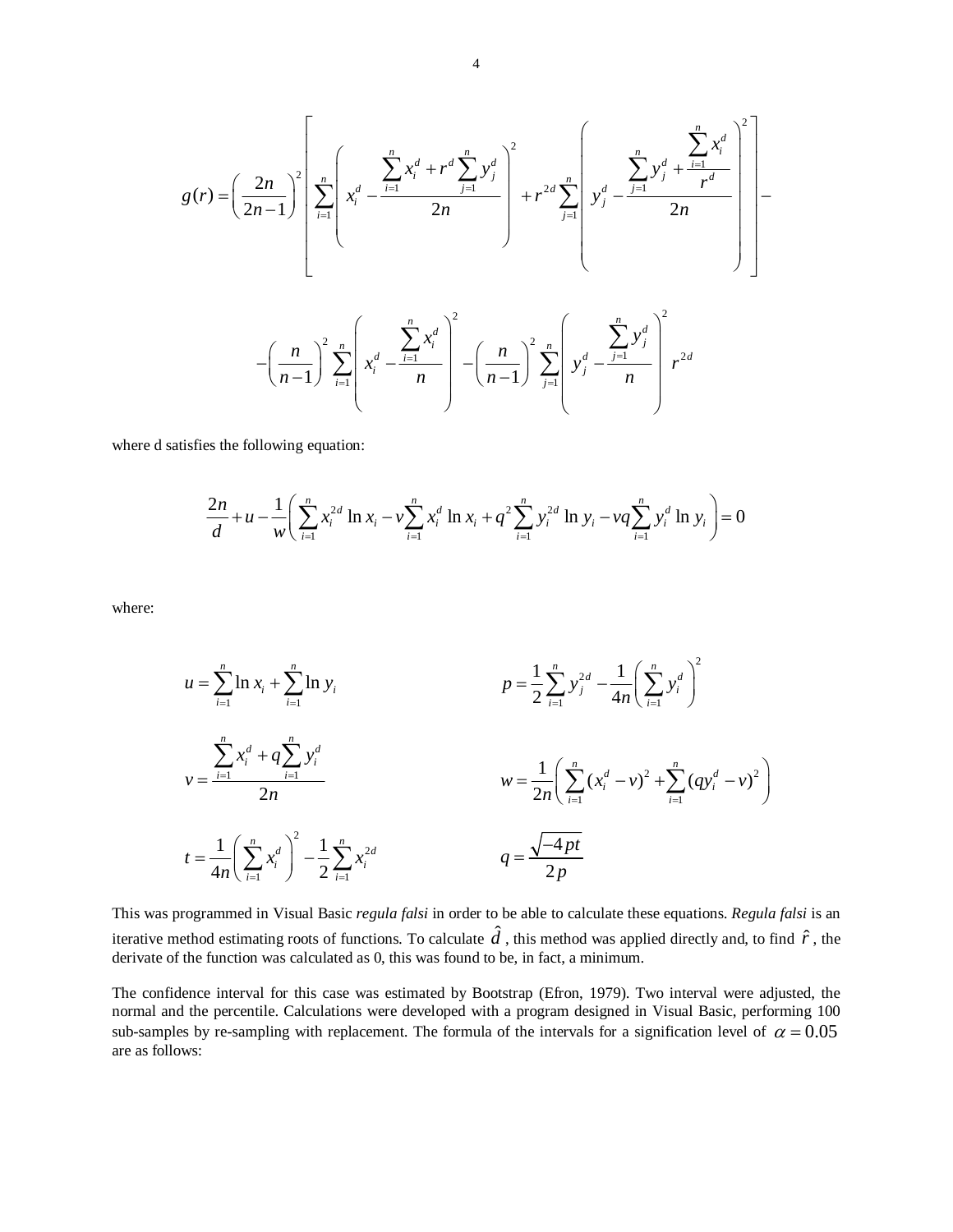$$g(r) = \left(\frac{2n}{2n-1}\right)^2 \left[ \sum_{i=1}^{n} \left( x_i^d - \frac{\sum_{i=1}^{n} x_i^d + r^d \sum_{j=1}^{n} y_j^d}{2n} \right)^2 + r^{2d} \sum_{j=1}^{n} \left( y_j^d - \frac{\sum_{j=1}^{n} y_j^d + \frac{\sum_{i=1}^{n} x_i^d}{r^d}}{2n} \right)^2 \right] -$$

$$-\left(\frac{n}{n-1}\right)^2 \sum_{i=1}^{n} \left( x_i^d - \frac{\sum_{i=1}^{n} x_i^d}{n} \right)^2 - \left(\frac{n}{n-1}\right)^2 \sum_{j=1}^{n} \left( y_j^d - \frac{\sum_{j=1}^{n} y_j^d}{n} \right)^2 r^{2d}$$

where d satisfies the following equation:

$$\frac{2n}{d} + u - \frac{1}{w} \left( \sum_{i=1}^{n} x_i^{2d} \ln x_i - v \sum_{i=1}^{n} x_i^d \ln x_i + q^2 \sum_{i=1}^{n} y_i^{2d} \ln y_i - vq \sum_{i=1}^{n} y_i^d \ln y_i \right) = 0$$

where:

$$u = \sum_{i=1}^{n} \ln x_i + \sum_{i=1}^{n} \ln y_i \qquad p = \frac{1}{2} \sum_{i=1}^{n} y_j^{2d} - \frac{1}{4n} \left( \sum_{i=1}^{n} y_i^d \right)^2$$

$$v = \frac{\sum_{i=1}^{n} x_i^d + q \sum_{i=1}^{n} y_i^d}{2n} \qquad w = \frac{1}{2n} \left( \sum_{i=1}^{n} (x_i^d - v)^2 + \sum_{i=1}^{n} (q y_i^d - v)^2 \right)$$

$$t = \frac{1}{4n} \left( \sum_{i=1}^{n} x_i^d \right)^2 - \frac{1}{2} \sum_{i=1}^{n} x_i^{2d} \qquad q = \frac{\sqrt{-4pt}}{2p}$$

This was programmed in Visual Basic *regula falsi* in order to be able to calculate these equations. *Regula falsi* is an iterative method estimating roots of functions. To calculate $\hat{d}$, this method was applied directly and, to find $\hat{r}$, the derivate of the function was calculated as 0, this was found to be, in fact, a minimum.

The confidence interval for this case was estimated by Bootstrap (Efron, 1979). Two interval were adjusted, the normal and the percentile. Calculations were developed with a program designed in Visual Basic, performing 100 sub-samples by re-sampling with replacement. The formula of the intervals for a signification level of $\alpha = 0.05$ are as follows: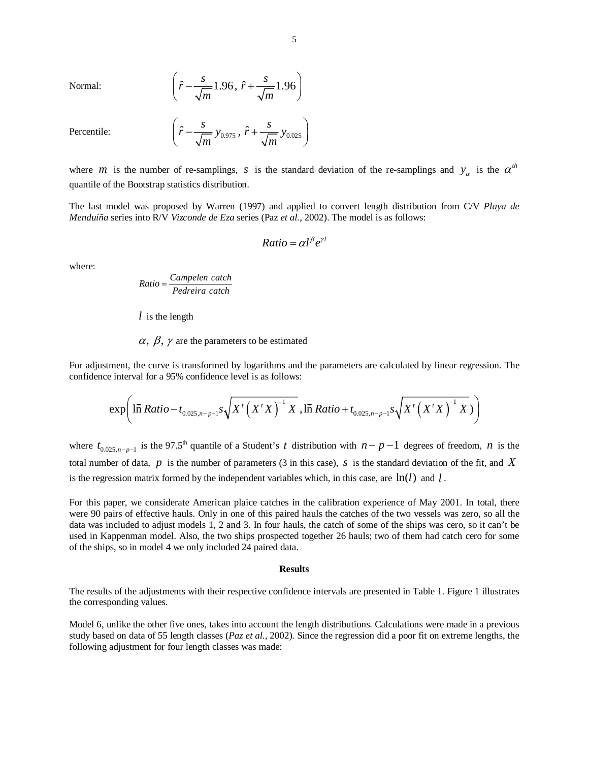Normal: $$\left(\hat{r}-\frac{s}{\sqrt{m}}1.96\,,\ \hat{r}+\frac{s}{\sqrt{m}}1.96\right)$$

Percentile: $$\left(\hat{r}-\frac{s}{\sqrt{m}}\,y_{0.975}\,,\ \hat{r}+\frac{s}{\sqrt{m}}\,y_{0.025}\right)$$

where $m$ is the number of re-samplings, $s$ is the standard deviation of the re-samplings and $y_{\alpha}$ is the $\alpha^{th}$ quantile of the Bootstrap statistics distribution.

The last model was proposed by Warren (1997) and applied to convert length distribution from C/V *Playa de Menduíña* series into R/V *Vizconde de Eza* series (Paz *et al.*, 2002). The model is as follows:

$$Ratio = \alpha l^{\beta} e^{\gamma l}$$

where:

$$Ratio = \frac{Campelen\ catch}{Pedreira\ catch}$$

$l$ is the length

$\alpha,\ \beta,\ \gamma$ are the parameters to be estimated

For adjustment, the curve is transformed by logarithms and the parameters are calculated by linear regression. The confidence interval for a 95% confidence level is as follows:

$$\exp\left(\ln\hat{}\,Ratio - t_{0.025,n-p-1}s\sqrt{X^{t}\left(X^{t}X\right)^{-1}X}\,,\ln\hat{}\,Ratio + t_{0.025,n-p-1}s\sqrt{X^{t}\left(X^{t}X\right)^{-1}X}\,)\right)$$

where $t_{0.025,n-p-1}$ is the 97.5th quantile of a Student's $t$ distribution with $n-p-1$ degrees of freedom, $n$ is the total number of data, $p$ is the number of parameters (3 in this case), $s$ is the standard deviation of the fit, and $X$ is the regression matrix formed by the independent variables which, in this case, are $\ln(l)$ and $l$.

For this paper, we considerate American plaice catches in the calibration experience of May 2001. In total, there were 90 pairs of effective hauls. Only in one of this paired hauls the catches of the two vessels was zero, so all the data was included to adjust models 1, 2 and 3. In four hauls, the catch of some of the ships was cero, so it can't be used in Kappenman model. Also, the two ships prospected together 26 hauls; two of them had catch cero for some of the ships, so in model 4 we only included 24 paired data.

**Results**

The results of the adjustments with their respective confidence intervals are presented in Table 1. Figure 1 illustrates the corresponding values.

Model 6, unlike the other five ones, takes into account the length distributions. Calculations were made in a previous study based on data of 55 length classes (*Paz et al.*, 2002). Since the regression did a poor fit on extreme lengths, the following adjustment for four length classes was made: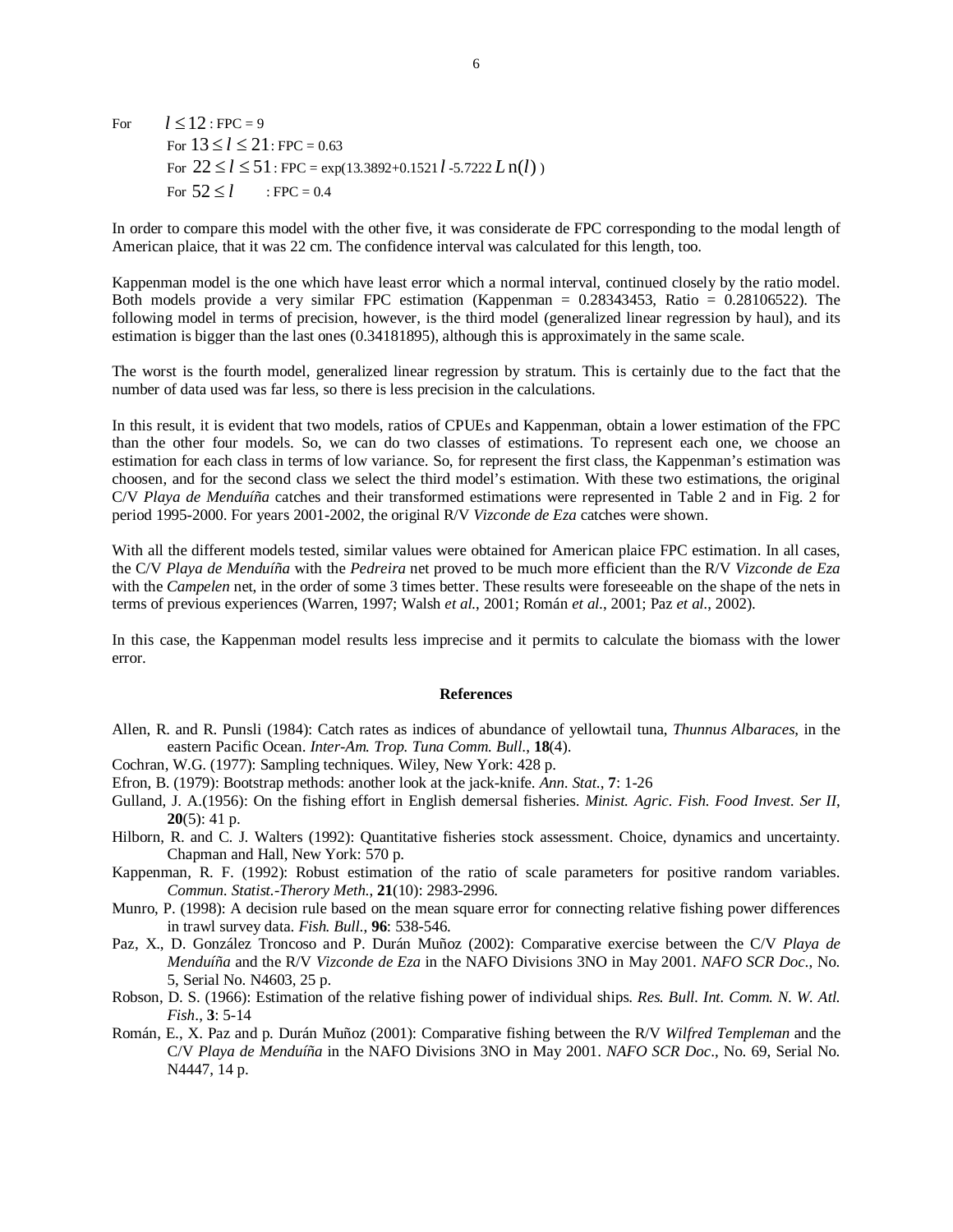For $l \leq 12$ : FPC = 9

For $13 \leq l \leq 21$: FPC = 0.63

For $22 \leq l \leq 51$: FPC = exp(13.3892+0.1521$l$ -5.7222 $L$n($l$) )

For $52 \leq l$ : FPC = 0.4

In order to compare this model with the other five, it was considerate de FPC corresponding to the modal length of American plaice, that it was 22 cm. The confidence interval was calculated for this length, too.

Kappenman model is the one which have least error which a normal interval, continued closely by the ratio model. Both models provide a very similar FPC estimation (Kappenman = 0.28343453, Ratio = 0.28106522). The following model in terms of precision, however, is the third model (generalized linear regression by haul), and its estimation is bigger than the last ones (0.34181895), although this is approximately in the same scale.

The worst is the fourth model, generalized linear regression by stratum. This is certainly due to the fact that the number of data used was far less, so there is less precision in the calculations.

In this result, it is evident that two models, ratios of CPUEs and Kappenman, obtain a lower estimation of the FPC than the other four models. So, we can do two classes of estimations. To represent each one, we choose an estimation for each class in terms of low variance. So, for represent the first class, the Kappenman's estimation was choosen, and for the second class we select the third model's estimation. With these two estimations, the original C/V *Playa de Menduíña* catches and their transformed estimations were represented in Table 2 and in Fig. 2 for period 1995-2000. For years 2001-2002, the original R/V *Vizconde de Eza* catches were shown.

With all the different models tested, similar values were obtained for American plaice FPC estimation. In all cases, the C/V *Playa de Menduíña* with the *Pedreira* net proved to be much more efficient than the R/V *Vizconde de Eza* with the *Campelen* net, in the order of some 3 times better. These results were foreseeable on the shape of the nets in terms of previous experiences (Warren, 1997; Walsh *et al.*, 2001; Román *et al.*, 2001; Paz *et al.*, 2002).

In this case, the Kappenman model results less imprecise and it permits to calculate the biomass with the lower error.

## References

Allen, R. and R. Punsli (1984): Catch rates as indices of abundance of yellowtail tuna, *Thunnus Albaraces*, in the eastern Pacific Ocean. *Inter-Am. Trop. Tuna Comm. Bull.*, **18**(4).

Cochran, W.G. (1977): Sampling techniques. Wiley, New York: 428 p.

Efron, B. (1979): Bootstrap methods: another look at the jack-knife. *Ann. Stat.*, **7**: 1-26

Gulland, J. A.(1956): On the fishing effort in English demersal fisheries. *Minist. Agric. Fish. Food Invest. Ser II*, **20**(5): 41 p.

Hilborn, R. and C. J. Walters (1992): Quantitative fisheries stock assessment. Choice, dynamics and uncertainty. Chapman and Hall, New York: 570 p.

Kappenman, R. F. (1992): Robust estimation of the ratio of scale parameters for positive random variables. *Commun. Statist.-Therory Meth.*, **21**(10): 2983-2996.

Munro, P. (1998): A decision rule based on the mean square error for connecting relative fishing power differences in trawl survey data. *Fish. Bull.*, **96**: 538-546.

Paz, X., D. González Troncoso and P. Durán Muñoz (2002): Comparative exercise between the C/V *Playa de Menduíña* and the R/V *Vizconde de Eza* in the NAFO Divisions 3NO in May 2001. *NAFO SCR Doc.*, No. 5, Serial No. N4603, 25 p.

Robson, D. S. (1966): Estimation of the relative fishing power of individual ships. *Res. Bull. Int. Comm. N. W. Atl. Fish.*, **3**: 5-14

Román, E., X. Paz and p. Durán Muñoz (2001): Comparative fishing between the R/V *Wilfred Templeman* and the C/V *Playa de Menduíña* in the NAFO Divisions 3NO in May 2001. *NAFO SCR Doc.*, No. 69, Serial No. N4447, 14 p.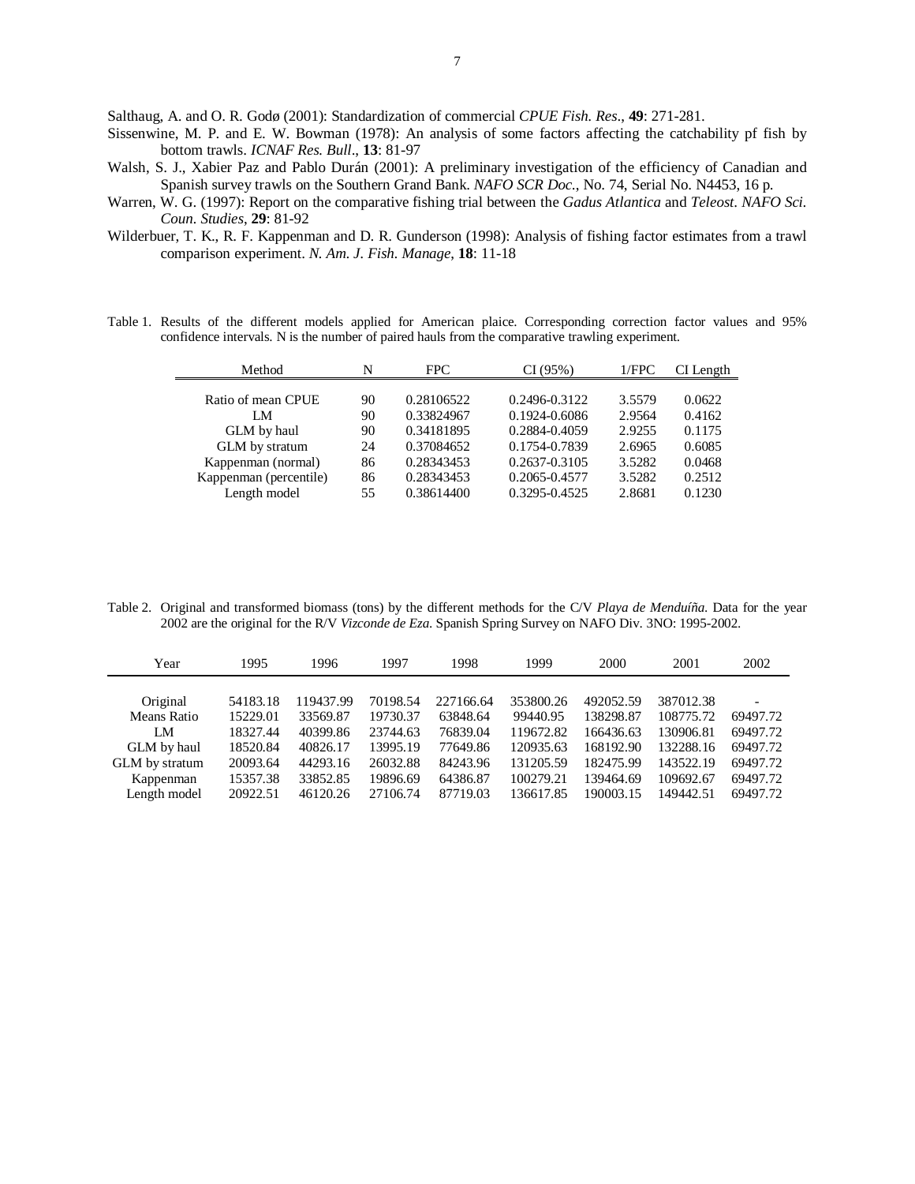Salthaug, A. and O. R. Godø (2001): Standardization of commercial *CPUE Fish. Res*., **49**: 271-281.

Sissenwine, M. P. and E. W. Bowman (1978): An analysis of some factors affecting the catchability pf fish by bottom trawls. *ICNAF Res. Bull*., **13**: 81-97

Walsh, S. J., Xabier Paz and Pablo Durán (2001): A preliminary investigation of the efficiency of Canadian and Spanish survey trawls on the Southern Grand Bank. *NAFO SCR Doc.*, No. 74, Serial No. N4453, 16 p.

Warren, W. G. (1997): Report on the comparative fishing trial between the *Gadus Atlantica* and *Teleost*. *NAFO Sci. Coun. Studies*, **29**: 81-92

Wilderbuer, T. K., R. F. Kappenman and D. R. Gunderson (1998): Analysis of fishing factor estimates from a trawl comparison experiment. *N. Am. J. Fish. Manage*, **18**: 11-18

Table 1. Results of the different models applied for American plaice. Corresponding correction factor values and 95% confidence intervals. N is the number of paired hauls from the comparative trawling experiment.

| Method | N | FPC | CI (95%) | 1/FPC | CI Length |
|---|---|---|---|---|---|
| Ratio of mean CPUE | 90 | 0.28106522 | 0.2496-0.3122 | 3.5579 | 0.0622 |
| LM | 90 | 0.33824967 | 0.1924-0.6086 | 2.9564 | 0.4162 |
| GLM by haul | 90 | 0.34181895 | 0.2884-0.4059 | 2.9255 | 0.1175 |
| GLM by stratum | 24 | 0.37084652 | 0.1754-0.7839 | 2.6965 | 0.6085 |
| Kappenman (normal) | 86 | 0.28343453 | 0.2637-0.3105 | 3.5282 | 0.0468 |
| Kappenman (percentile) | 86 | 0.28343453 | 0.2065-0.4577 | 3.5282 | 0.2512 |
| Length model | 55 | 0.38614400 | 0.3295-0.4525 | 2.8681 | 0.1230 |

Table 2. Original and transformed biomass (tons) by the different methods for the C/V *Playa de Menduíña.* Data for the year 2002 are the original for the R/V *Vizconde de Eza*. Spanish Spring Survey on NAFO Div. 3NO: 1995-2002.

| Year | 1995 | 1996 | 1997 | 1998 | 1999 | 2000 | 2001 | 2002 |
|---|---|---|---|---|---|---|---|---|
| Original | 54183.18 | 119437.99 | 70198.54 | 227166.64 | 353800.26 | 492052.59 | 387012.38 | - |
| Means Ratio | 15229.01 | 33569.87 | 19730.37 | 63848.64 | 99440.95 | 138298.87 | 108775.72 | 69497.72 |
| LM | 18327.44 | 40399.86 | 23744.63 | 76839.04 | 119672.82 | 166436.63 | 130906.81 | 69497.72 |
| GLM by haul | 18520.84 | 40826.17 | 13995.19 | 77649.86 | 120935.63 | 168192.90 | 132288.16 | 69497.72 |
| GLM by stratum | 20093.64 | 44293.16 | 26032.88 | 84243.96 | 131205.59 | 182475.99 | 143522.19 | 69497.72 |
| Kappenman | 15357.38 | 33852.85 | 19896.69 | 64386.87 | 100279.21 | 139464.69 | 109692.67 | 69497.72 |
| Length model | 20922.51 | 46120.26 | 27106.74 | 87719.03 | 136617.85 | 190003.15 | 149442.51 | 69497.72 |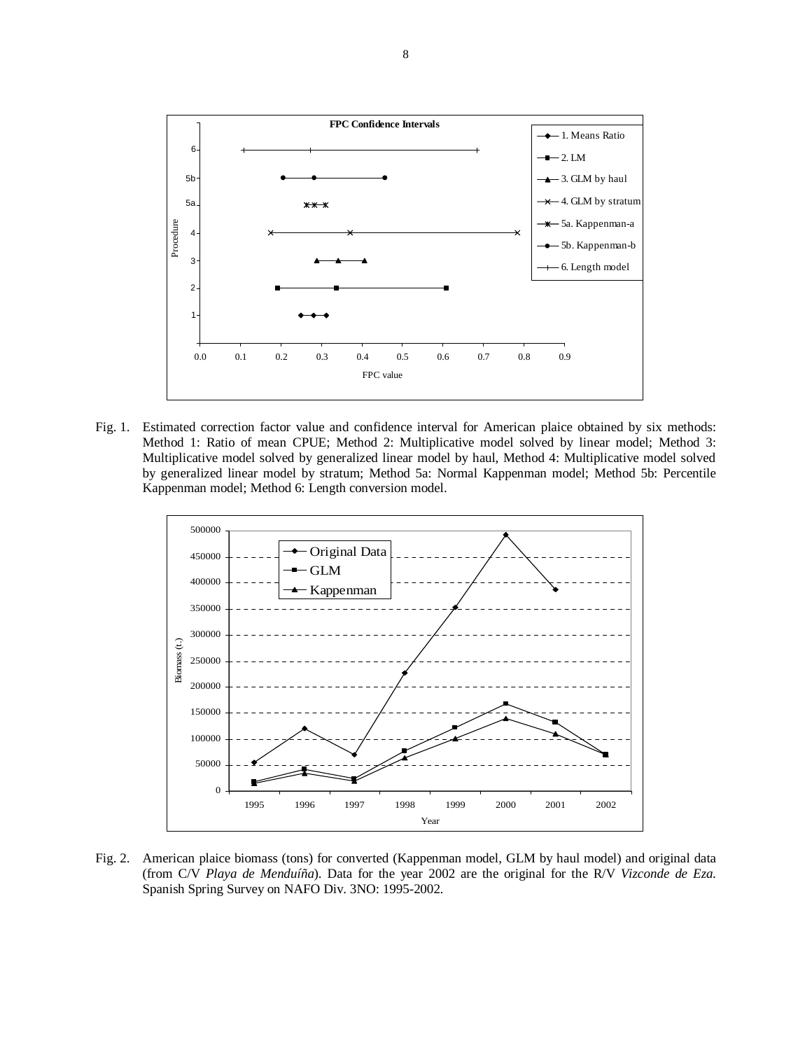FPC Confidence Intervals

Procedure

6
5b
5a
4
3
2
1

0.0
0.1
0.2
0.3
0.4
0.5
0.6
0.7
0.8
0.9

FPC value

1. Means Ratio
2. LM
3. GLM by haul
4. GLM by stratum
5a. Kappenman-a
5b. Kappenman-b
6. Length model

Fig. 1. Estimated correction factor value and confidence interval for American plaice obtained by six methods: Method 1: Ratio of mean CPUE; Method 2: Multiplicative model solved by linear model; Method 3: Multiplicative model solved by generalized linear model by haul, Method 4: Multiplicative model solved by generalized linear model by stratum; Method 5a: Normal Kappenman model; Method 5b: Percentile Kappenman model; Method 6: Length conversion model.

Biomass (t.)

500000
450000
400000
350000
300000
250000
200000
150000
100000
50000
0

1995
1996
1997
1998
1999
2000
2001
2002

Year

Original Data
GLM
Kappenman

Fig. 2. American plaice biomass (tons) for converted (Kappenman model, GLM by haul model) and original data (from C/V *Playa de Menduíña*). Data for the year 2002 are the original for the R/V *Vizconde de Eza*. Spanish Spring Survey on NAFO Div. 3NO: 1995-2002.